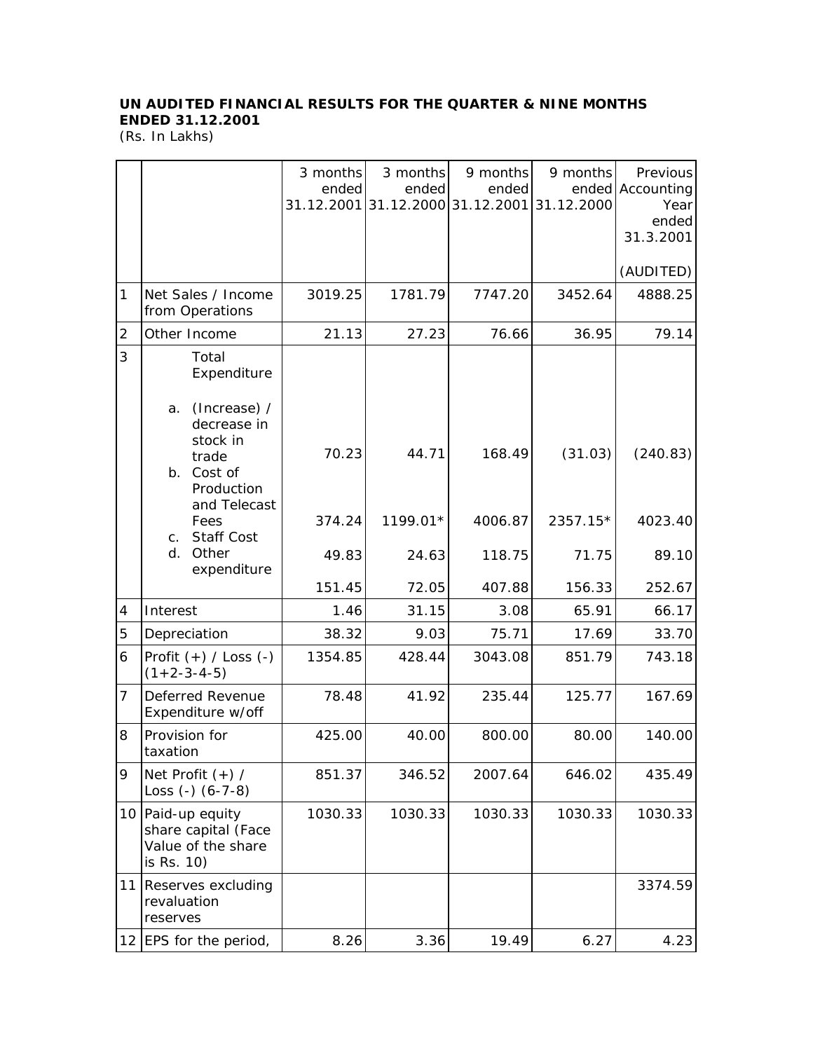**UN AUDITED FINANCIAL RESULTS FOR THE QUARTER & NINE MONTHS ENDED 31.12.2001**

(Rs. In Lakhs)

| | | 3 months ended 31.12.2001 | 3 months ended 31.12.2000 | 9 months ended 31.12.2001 | 9 months ended 31.12.2000 | Previous Accounting Year ended 31.3.2001 (AUDITED) |
|---|---|---|---|---|---|---|
| 1 | Net Sales / Income from Operations | 3019.25 | 1781.79 | 7747.20 | 3452.64 | 4888.25 |
| 2 | Other Income | 21.13 | 27.23 | 76.66 | 36.95 | 79.14 |
| 3 | Total Expenditure | | | | | |
| | a. (Increase) / decrease in stock in trade | 70.23 | 44.71 | 168.49 | (31.03) | (240.83) |
| | b. Cost of Production and Telecast Fees | 374.24 | 1199.01* | 4006.87 | 2357.15* | 4023.40 |
| | c. Staff Cost | 49.83 | 24.63 | 118.75 | 71.75 | 89.10 |
| | d. Other expenditure | 151.45 | 72.05 | 407.88 | 156.33 | 252.67 |
| 4 | Interest | 1.46 | 31.15 | 3.08 | 65.91 | 66.17 |
| 5 | Depreciation | 38.32 | 9.03 | 75.71 | 17.69 | 33.70 |
| 6 | Profit (+) / Loss (-) (1+2-3-4-5) | 1354.85 | 428.44 | 3043.08 | 851.79 | 743.18 |
| 7 | Deferred Revenue Expenditure w/off | 78.48 | 41.92 | 235.44 | 125.77 | 167.69 |
| 8 | Provision for taxation | 425.00 | 40.00 | 800.00 | 80.00 | 140.00 |
| 9 | Net Profit (+) / Loss (-) (6-7-8) | 851.37 | 346.52 | 2007.64 | 646.02 | 435.49 |
| 10 | Paid-up equity share capital (Face Value of the share is Rs. 10) | 1030.33 | 1030.33 | 1030.33 | 1030.33 | 1030.33 |
| 11 | Reserves excluding revaluation reserves | | | | | 3374.59 |
| 12 | EPS for the period, | 8.26 | 3.36 | 19.49 | 6.27 | 4.23 |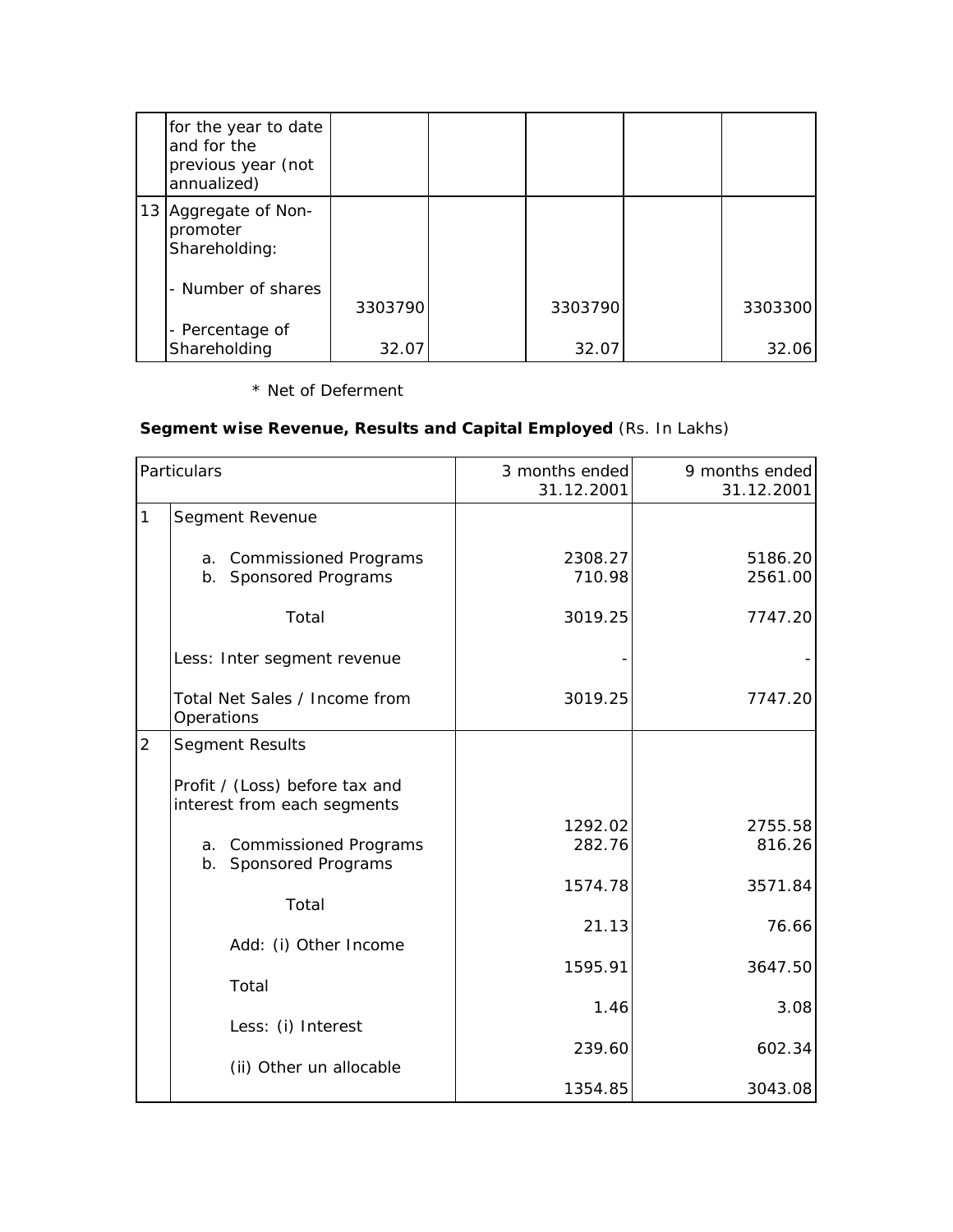| | | | | | | |
|---|---|---|---|---|---|---|
| | for the year to date and for the previous year (not annualized) | | | | | |
| 13 | Aggregate of Non-promoter Shareholding: | | | | | |
| | - Number of shares | 3303790 | | 3303790 | | 3303300 |
| | - Percentage of Shareholding | 32.07 | | 32.07 | | 32.06 |

\* Net of Deferment

**Segment wise Revenue, Results and Capital Employed** (Rs. In Lakhs)

| Particulars | | 3 months ended 31.12.2001 | 9 months ended 31.12.2001 |
|---|---|---|---|
| 1 | Segment Revenue | | |
| | a. Commissioned Programs | 2308.27 | 5186.20 |
| | b. Sponsored Programs | 710.98 | 2561.00 |
| | Total | 3019.25 | 7747.20 |
| | Less: Inter segment revenue | - | - |
| | Total Net Sales / Income from Operations | 3019.25 | 7747.20 |
| 2 | Segment Results | | |
| | Profit / (Loss) before tax and interest from each segments | | |
| | a. Commissioned Programs | 1292.02 | 2755.58 |
| | b. Sponsored Programs | 282.76 | 816.26 |
| | Total | 1574.78 | 3571.84 |
| | Add: (i) Other Income | 21.13 | 76.66 |
| | Total | 1595.91 | 3647.50 |
| | Less: (i) Interest | 1.46 | 3.08 |
| | (ii) Other un allocable | 239.60 | 602.34 |
| | | 1354.85 | 3043.08 |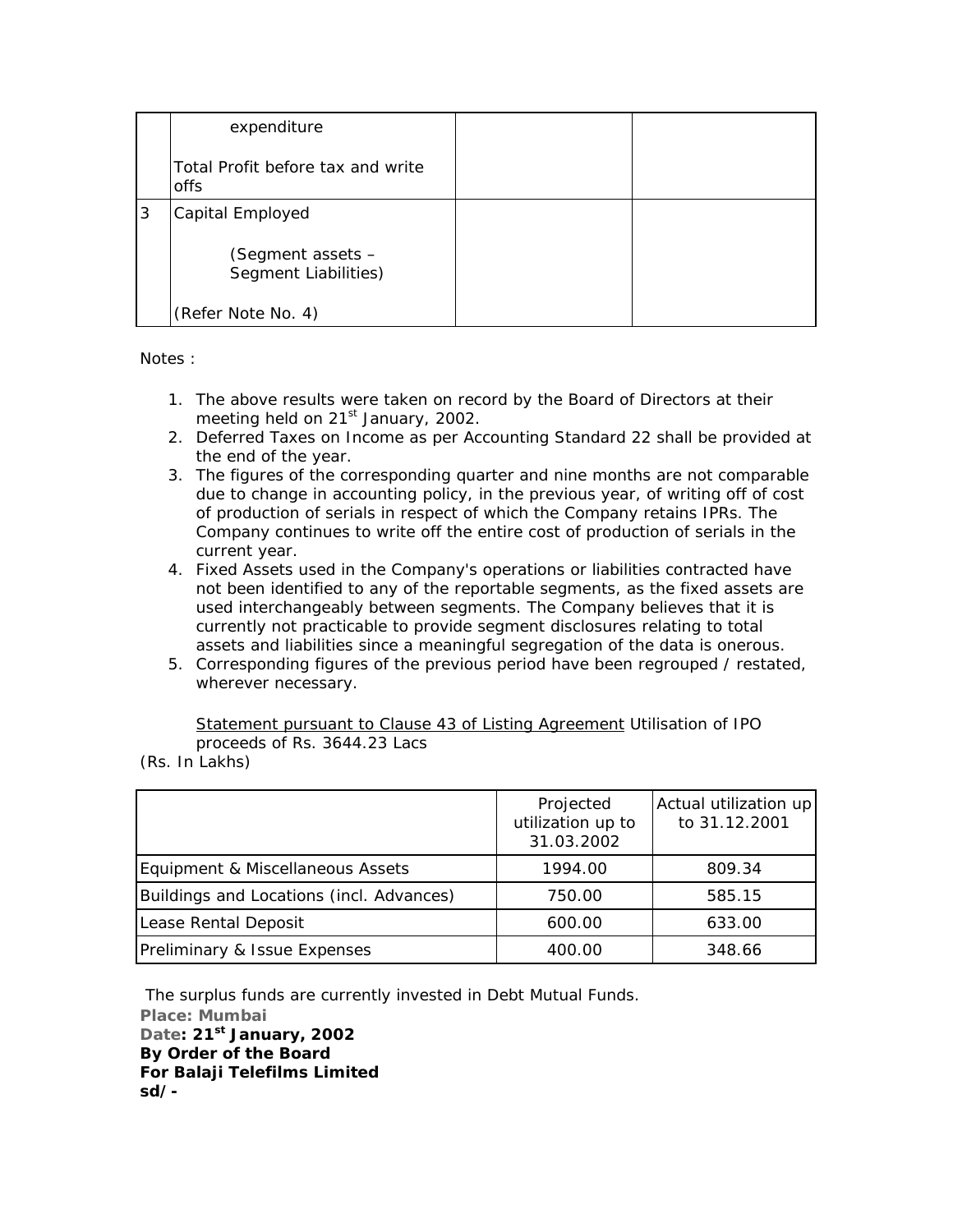| | | | |
|---|---|---|---|
| | expenditure<br><br>Total Profit before tax and write offs | | |
| 3 | Capital Employed<br><br>(Segment assets – Segment Liabilities)<br><br>(Refer Note No. 4) | | |

Notes :

1. The above results were taken on record by the Board of Directors at their meeting held on 21st January, 2002.
2. Deferred Taxes on Income as per Accounting Standard 22 shall be provided at the end of the year.
3. The figures of the corresponding quarter and nine months are not comparable due to change in accounting policy, in the previous year, of writing off of cost of production of serials in respect of which the Company retains IPRs. The Company continues to write off the entire cost of production of serials in the current year.
4. Fixed Assets used in the Company's operations or liabilities contracted have not been identified to any of the reportable segments, as the fixed assets are used interchangeably between segments. The Company believes that it is currently not practicable to provide segment disclosures relating to total assets and liabilities since a meaningful segregation of the data is onerous.
5. Corresponding figures of the previous period have been regrouped / restated, wherever necessary.

Statement pursuant to Clause 43 of Listing Agreement Utilisation of IPO proceeds of Rs. 3644.23 Lacs

(Rs. In Lakhs)

| | Projected utilization up to 31.03.2002 | Actual utilization up to 31.12.2001 |
|---|---|---|
| Equipment & Miscellaneous Assets | 1994.00 | 809.34 |
| Buildings and Locations (incl. Advances) | 750.00 | 585.15 |
| Lease Rental Deposit | 600.00 | 633.00 |
| Preliminary & Issue Expenses | 400.00 | 348.66 |

The surplus funds are currently invested in Debt Mutual Funds.

**Place: Mumbai**
**Date: 21st January, 2002**
**By Order of the Board**
**For Balaji Telefilms Limited**
**sd/-**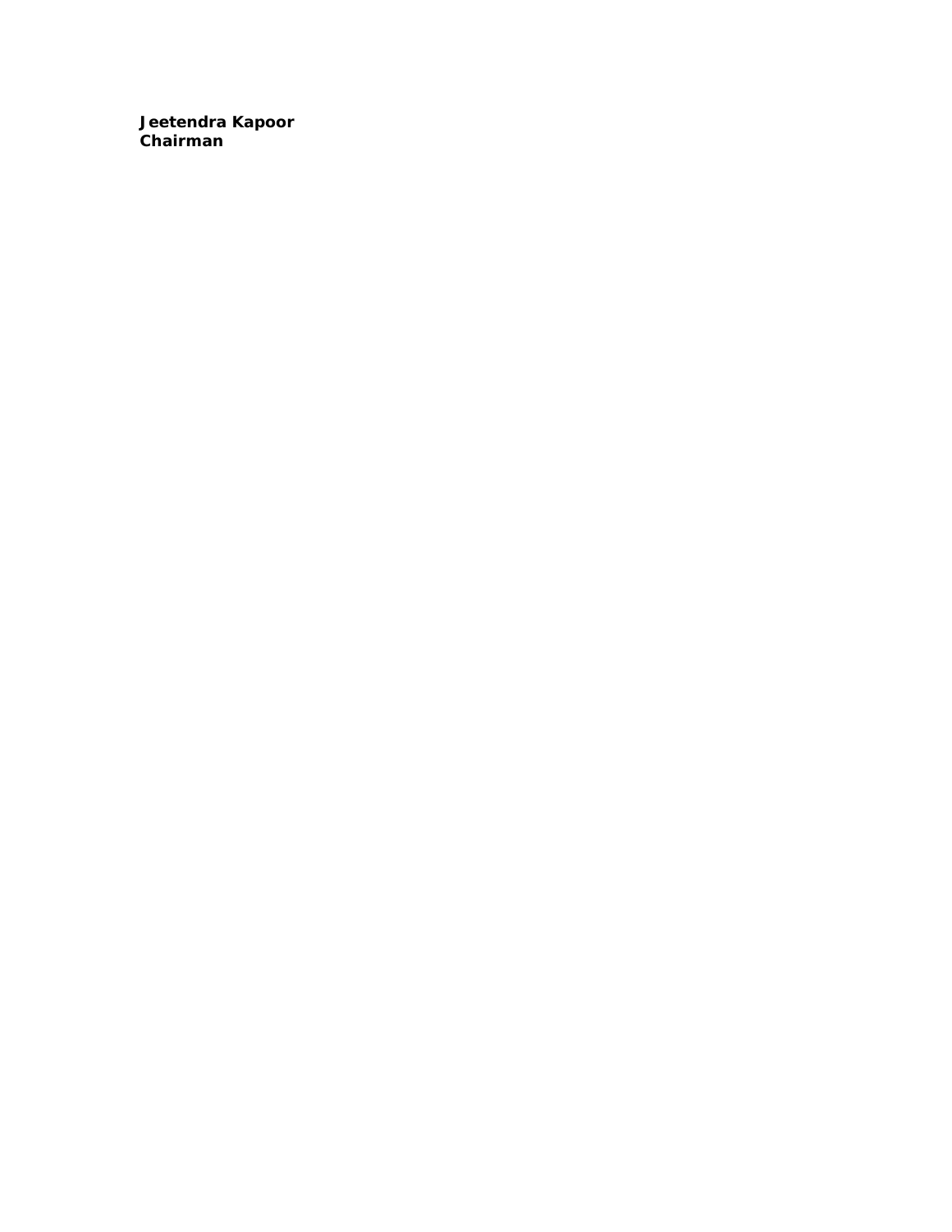**Jeetendra Kapoor**
**Chairman**